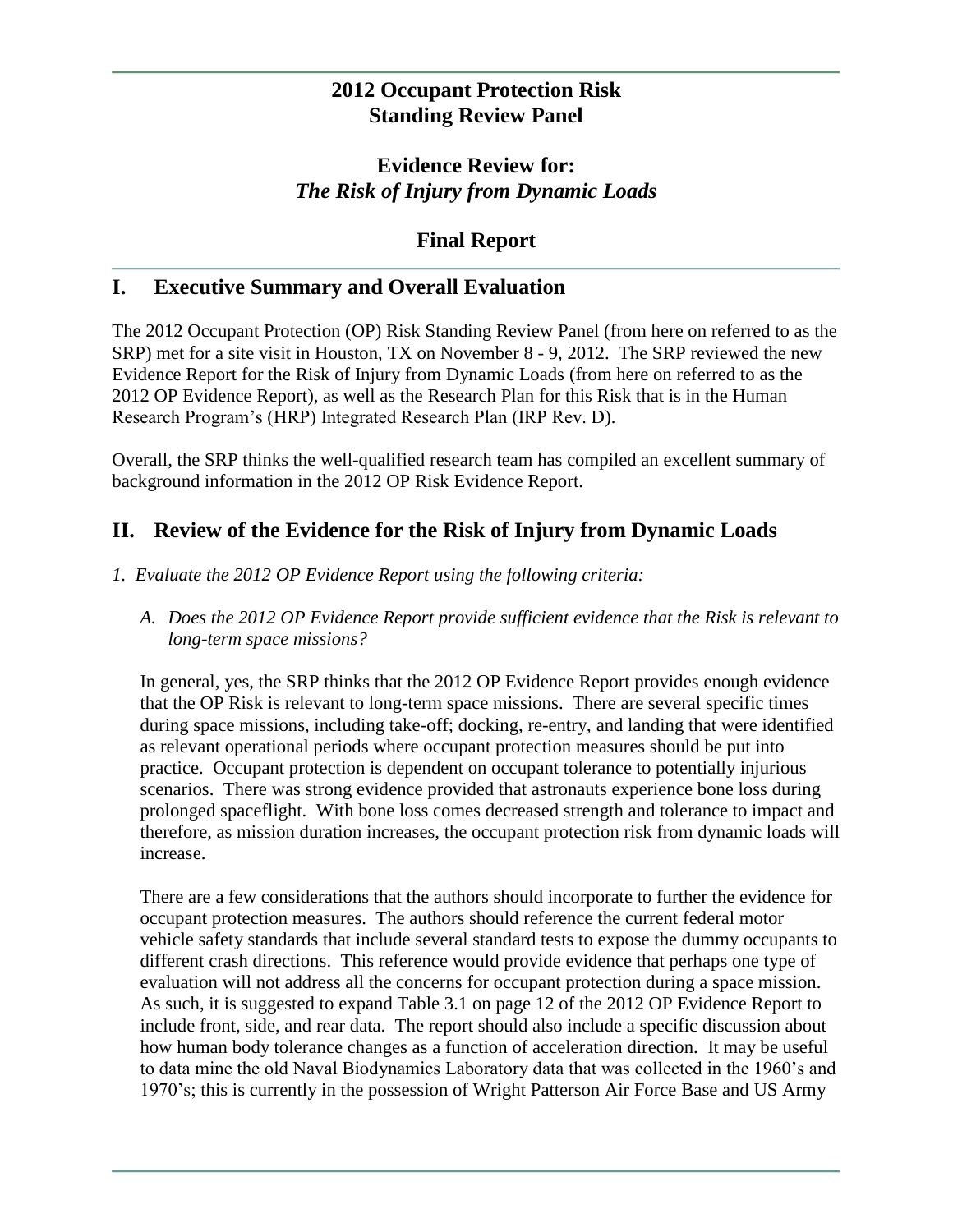# 2012 Occupant Protection Risk Standing Review Panel

## Evidence Review for: *The Risk of Injury from Dynamic Loads*

## Final Report

## I. Executive Summary and Overall Evaluation

The 2012 Occupant Protection (OP) Risk Standing Review Panel (from here on referred to as the SRP) met for a site visit in Houston, TX on November 8 - 9, 2012. The SRP reviewed the new Evidence Report for the Risk of Injury from Dynamic Loads (from here on referred to as the 2012 OP Evidence Report), as well as the Research Plan for this Risk that is in the Human Research Program's (HRP) Integrated Research Plan (IRP Rev. D).

Overall, the SRP thinks the well-qualified research team has compiled an excellent summary of background information in the 2012 OP Risk Evidence Report.

## II. Review of the Evidence for the Risk of Injury from Dynamic Loads

*1. Evaluate the 2012 OP Evidence Report using the following criteria:*

*A. Does the 2012 OP Evidence Report provide sufficient evidence that the Risk is relevant to long-term space missions?*

In general, yes, the SRP thinks that the 2012 OP Evidence Report provides enough evidence that the OP Risk is relevant to long-term space missions. There are several specific times during space missions, including take-off; docking, re-entry, and landing that were identified as relevant operational periods where occupant protection measures should be put into practice. Occupant protection is dependent on occupant tolerance to potentially injurious scenarios. There was strong evidence provided that astronauts experience bone loss during prolonged spaceflight. With bone loss comes decreased strength and tolerance to impact and therefore, as mission duration increases, the occupant protection risk from dynamic loads will increase.

There are a few considerations that the authors should incorporate to further the evidence for occupant protection measures. The authors should reference the current federal motor vehicle safety standards that include several standard tests to expose the dummy occupants to different crash directions. This reference would provide evidence that perhaps one type of evaluation will not address all the concerns for occupant protection during a space mission. As such, it is suggested to expand Table 3.1 on page 12 of the 2012 OP Evidence Report to include front, side, and rear data. The report should also include a specific discussion about how human body tolerance changes as a function of acceleration direction. It may be useful to data mine the old Naval Biodynamics Laboratory data that was collected in the 1960's and 1970's; this is currently in the possession of Wright Patterson Air Force Base and US Army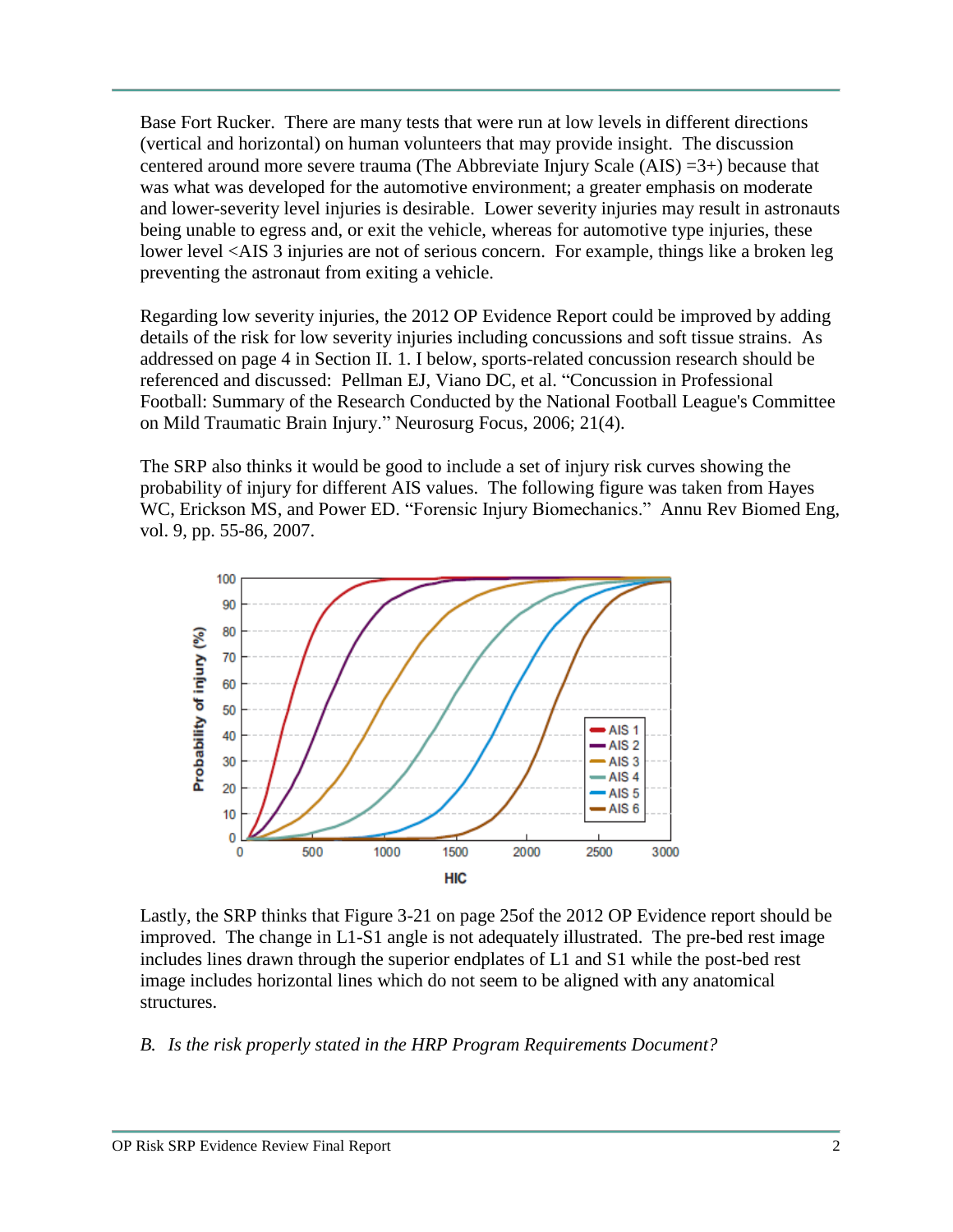Base Fort Rucker. There are many tests that were run at low levels in different directions (vertical and horizontal) on human volunteers that may provide insight. The discussion centered around more severe trauma (The Abbreviate Injury Scale (AIS) =3+) because that was what was developed for the automotive environment; a greater emphasis on moderate and lower-severity level injuries is desirable. Lower severity injuries may result in astronauts being unable to egress and, or exit the vehicle, whereas for automotive type injuries, these lower level <AIS 3 injuries are not of serious concern. For example, things like a broken leg preventing the astronaut from exiting a vehicle.

Regarding low severity injuries, the 2012 OP Evidence Report could be improved by adding details of the risk for low severity injuries including concussions and soft tissue strains. As addressed on page 4 in Section II. 1. I below, sports-related concussion research should be referenced and discussed: Pellman EJ, Viano DC, et al. "Concussion in Professional Football: Summary of the Research Conducted by the National Football League's Committee on Mild Traumatic Brain Injury." Neurosurg Focus, 2006; 21(4).

The SRP also thinks it would be good to include a set of injury risk curves showing the probability of injury for different AIS values. The following figure was taken from Hayes WC, Erickson MS, and Power ED. "Forensic Injury Biomechanics." Annu Rev Biomed Eng, vol. 9, pp. 55-86, 2007.

Lastly, the SRP thinks that Figure 3-21 on page 25of the 2012 OP Evidence report should be improved. The change in L1-S1 angle is not adequately illustrated. The pre-bed rest image includes lines drawn through the superior endplates of L1 and S1 while the post-bed rest image includes horizontal lines which do not seem to be aligned with any anatomical structures.

*B. Is the risk properly stated in the HRP Program Requirements Document?*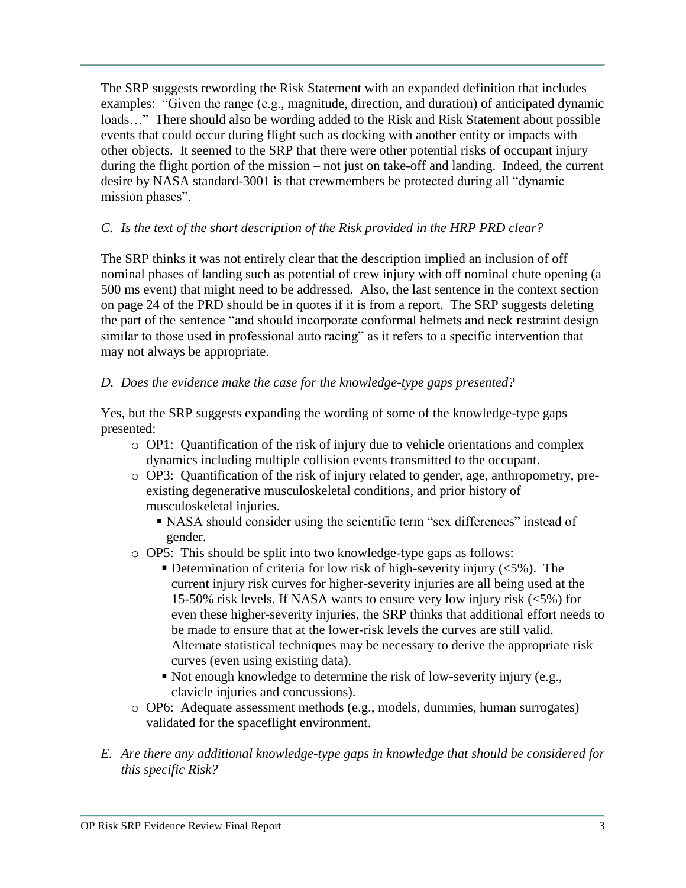The SRP suggests rewording the Risk Statement with an expanded definition that includes examples: "Given the range (e.g., magnitude, direction, and duration) of anticipated dynamic loads…" There should also be wording added to the Risk and Risk Statement about possible events that could occur during flight such as docking with another entity or impacts with other objects. It seemed to the SRP that there were other potential risks of occupant injury during the flight portion of the mission – not just on take-off and landing. Indeed, the current desire by NASA standard-3001 is that crewmembers be protected during all "dynamic mission phases".

*C. Is the text of the short description of the Risk provided in the HRP PRD clear?*

The SRP thinks it was not entirely clear that the description implied an inclusion of off nominal phases of landing such as potential of crew injury with off nominal chute opening (a 500 ms event) that might need to be addressed. Also, the last sentence in the context section on page 24 of the PRD should be in quotes if it is from a report. The SRP suggests deleting the part of the sentence "and should incorporate conformal helmets and neck restraint design similar to those used in professional auto racing" as it refers to a specific intervention that may not always be appropriate.

*D. Does the evidence make the case for the knowledge-type gaps presented?*

Yes, but the SRP suggests expanding the wording of some of the knowledge-type gaps presented:

- OP1: Quantification of the risk of injury due to vehicle orientations and complex dynamics including multiple collision events transmitted to the occupant.
- OP3: Quantification of the risk of injury related to gender, age, anthropometry, pre-existing degenerative musculoskeletal conditions, and prior history of musculoskeletal injuries.
  - NASA should consider using the scientific term "sex differences" instead of gender.
- OP5: This should be split into two knowledge-type gaps as follows:
  - Determination of criteria for low risk of high-severity injury (<5%). The current injury risk curves for higher-severity injuries are all being used at the 15-50% risk levels. If NASA wants to ensure very low injury risk (<5%) for even these higher-severity injuries, the SRP thinks that additional effort needs to be made to ensure that at the lower-risk levels the curves are still valid. Alternate statistical techniques may be necessary to derive the appropriate risk curves (even using existing data).
  - Not enough knowledge to determine the risk of low-severity injury (e.g., clavicle injuries and concussions).
- OP6: Adequate assessment methods (e.g., models, dummies, human surrogates) validated for the spaceflight environment.

*E. Are there any additional knowledge-type gaps in knowledge that should be considered for this specific Risk?*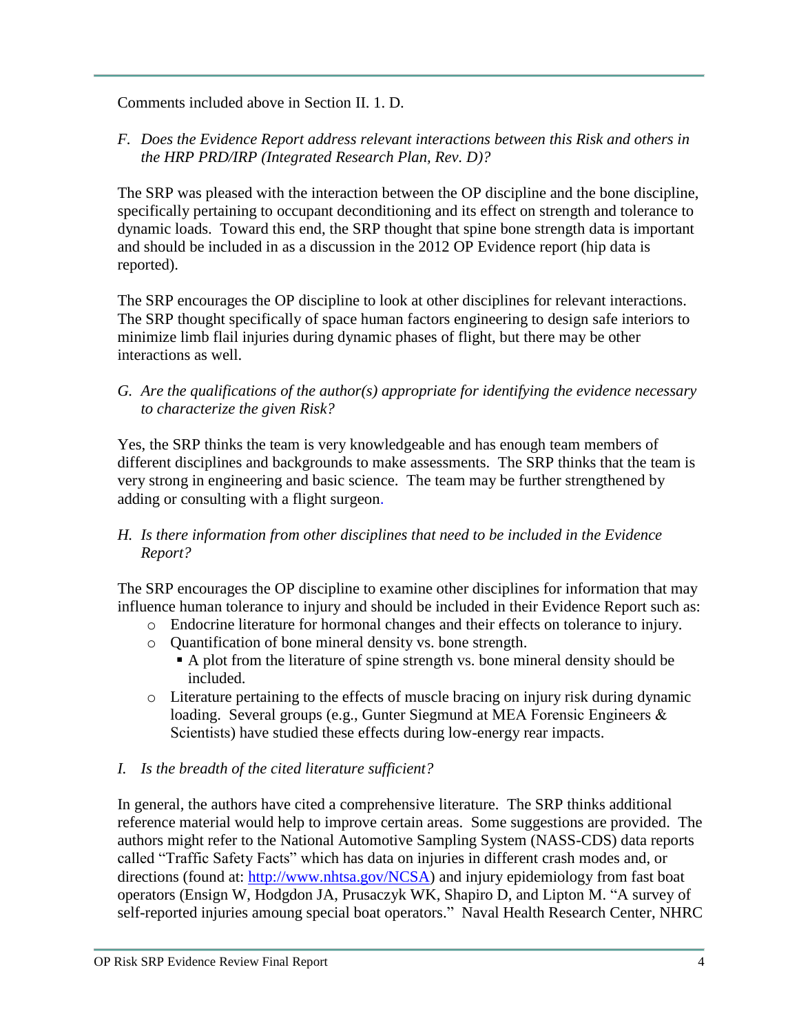Comments included above in Section II. 1. D.

*F. Does the Evidence Report address relevant interactions between this Risk and others in the HRP PRD/IRP (Integrated Research Plan, Rev. D)?*

The SRP was pleased with the interaction between the OP discipline and the bone discipline, specifically pertaining to occupant deconditioning and its effect on strength and tolerance to dynamic loads. Toward this end, the SRP thought that spine bone strength data is important and should be included in as a discussion in the 2012 OP Evidence report (hip data is reported).

The SRP encourages the OP discipline to look at other disciplines for relevant interactions. The SRP thought specifically of space human factors engineering to design safe interiors to minimize limb flail injuries during dynamic phases of flight, but there may be other interactions as well.

*G. Are the qualifications of the author(s) appropriate for identifying the evidence necessary to characterize the given Risk?*

Yes, the SRP thinks the team is very knowledgeable and has enough team members of different disciplines and backgrounds to make assessments. The SRP thinks that the team is very strong in engineering and basic science. The team may be further strengthened by adding or consulting with a flight surgeon.

*H. Is there information from other disciplines that need to be included in the Evidence Report?*

The SRP encourages the OP discipline to examine other disciplines for information that may influence human tolerance to injury and should be included in their Evidence Report such as:

- Endocrine literature for hormonal changes and their effects on tolerance to injury.
- Quantification of bone mineral density vs. bone strength.
  - A plot from the literature of spine strength vs. bone mineral density should be included.
- Literature pertaining to the effects of muscle bracing on injury risk during dynamic loading. Several groups (e.g., Gunter Siegmund at MEA Forensic Engineers & Scientists) have studied these effects during low-energy rear impacts.

*I. Is the breadth of the cited literature sufficient?*

In general, the authors have cited a comprehensive literature. The SRP thinks additional reference material would help to improve certain areas. Some suggestions are provided. The authors might refer to the National Automotive Sampling System (NASS-CDS) data reports called "Traffic Safety Facts" which has data on injuries in different crash modes and, or directions (found at: http://www.nhtsa.gov/NCSA) and injury epidemiology from fast boat operators (Ensign W, Hodgdon JA, Prusaczyk WK, Shapiro D, and Lipton M. "A survey of self-reported injuries amoung special boat operators." Naval Health Research Center, NHRC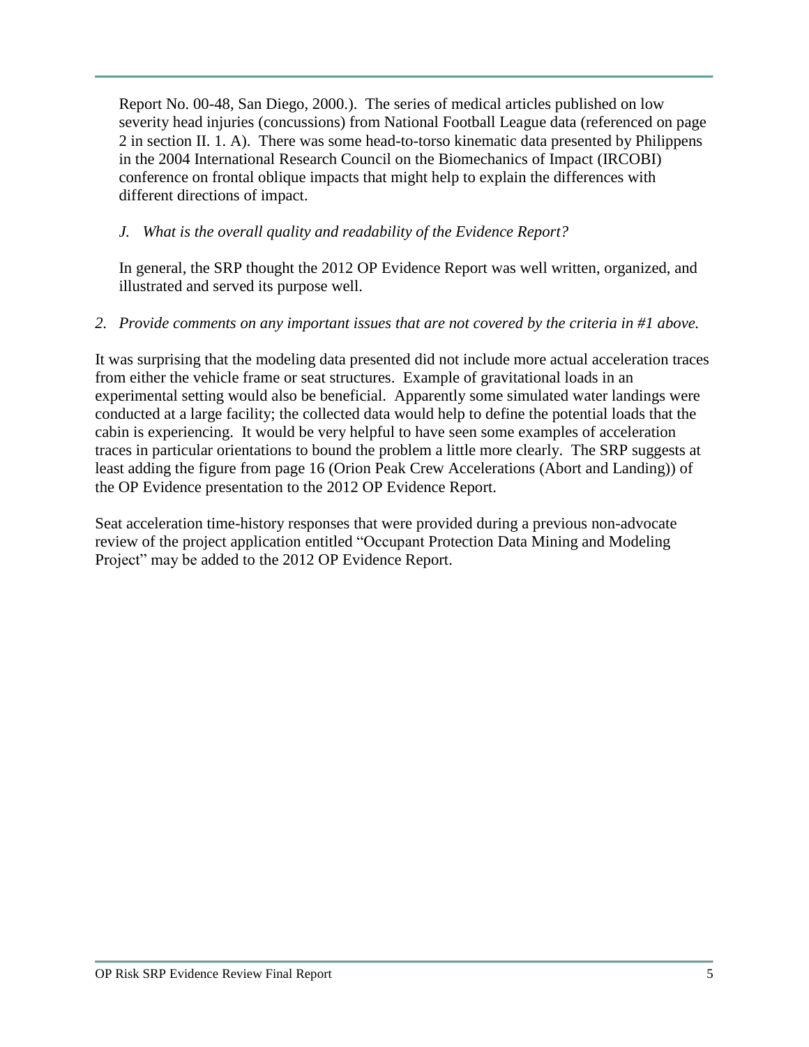Report No. 00-48, San Diego, 2000.). The series of medical articles published on low severity head injuries (concussions) from National Football League data (referenced on page 2 in section II. 1. A). There was some head-to-torso kinematic data presented by Philippens in the 2004 International Research Council on the Biomechanics of Impact (IRCOBI) conference on frontal oblique impacts that might help to explain the differences with different directions of impact.

*J. What is the overall quality and readability of the Evidence Report?*

In general, the SRP thought the 2012 OP Evidence Report was well written, organized, and illustrated and served its purpose well.

*2. Provide comments on any important issues that are not covered by the criteria in #1 above.*

It was surprising that the modeling data presented did not include more actual acceleration traces from either the vehicle frame or seat structures. Example of gravitational loads in an experimental setting would also be beneficial. Apparently some simulated water landings were conducted at a large facility; the collected data would help to define the potential loads that the cabin is experiencing. It would be very helpful to have seen some examples of acceleration traces in particular orientations to bound the problem a little more clearly. The SRP suggests at least adding the figure from page 16 (Orion Peak Crew Accelerations (Abort and Landing)) of the OP Evidence presentation to the 2012 OP Evidence Report.

Seat acceleration time-history responses that were provided during a previous non-advocate review of the project application entitled "Occupant Protection Data Mining and Modeling Project" may be added to the 2012 OP Evidence Report.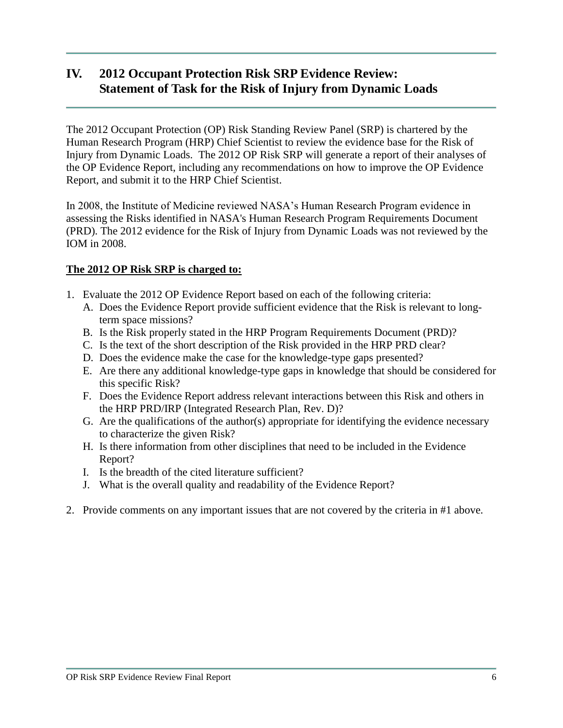# IV. 2012 Occupant Protection Risk SRP Evidence Review: Statement of Task for the Risk of Injury from Dynamic Loads

The 2012 Occupant Protection (OP) Risk Standing Review Panel (SRP) is chartered by the Human Research Program (HRP) Chief Scientist to review the evidence base for the Risk of Injury from Dynamic Loads. The 2012 OP Risk SRP will generate a report of their analyses of the OP Evidence Report, including any recommendations on how to improve the OP Evidence Report, and submit it to the HRP Chief Scientist.

In 2008, the Institute of Medicine reviewed NASA's Human Research Program evidence in assessing the Risks identified in NASA's Human Research Program Requirements Document (PRD). The 2012 evidence for the Risk of Injury from Dynamic Loads was not reviewed by the IOM in 2008.

**The 2012 OP Risk SRP is charged to:**

1. Evaluate the 2012 OP Evidence Report based on each of the following criteria:
   - A. Does the Evidence Report provide sufficient evidence that the Risk is relevant to long-term space missions?
   - B. Is the Risk properly stated in the HRP Program Requirements Document (PRD)?
   - C. Is the text of the short description of the Risk provided in the HRP PRD clear?
   - D. Does the evidence make the case for the knowledge-type gaps presented?
   - E. Are there any additional knowledge-type gaps in knowledge that should be considered for this specific Risk?
   - F. Does the Evidence Report address relevant interactions between this Risk and others in the HRP PRD/IRP (Integrated Research Plan, Rev. D)?
   - G. Are the qualifications of the author(s) appropriate for identifying the evidence necessary to characterize the given Risk?
   - H. Is there information from other disciplines that need to be included in the Evidence Report?
   - I. Is the breadth of the cited literature sufficient?
   - J. What is the overall quality and readability of the Evidence Report?
2. Provide comments on any important issues that are not covered by the criteria in #1 above.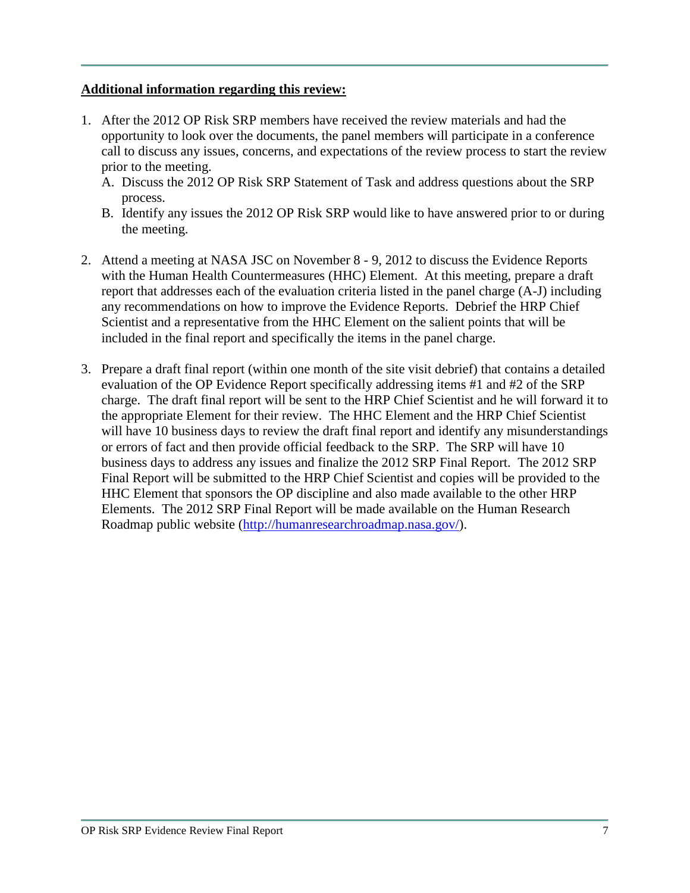**Additional information regarding this review:**

1. After the 2012 OP Risk SRP members have received the review materials and had the opportunity to look over the documents, the panel members will participate in a conference call to discuss any issues, concerns, and expectations of the review process to start the review prior to the meeting.
   A. Discuss the 2012 OP Risk SRP Statement of Task and address questions about the SRP process.
   B. Identify any issues the 2012 OP Risk SRP would like to have answered prior to or during the meeting.

2. Attend a meeting at NASA JSC on November 8 - 9, 2012 to discuss the Evidence Reports with the Human Health Countermeasures (HHC) Element. At this meeting, prepare a draft report that addresses each of the evaluation criteria listed in the panel charge (A-J) including any recommendations on how to improve the Evidence Reports. Debrief the HRP Chief Scientist and a representative from the HHC Element on the salient points that will be included in the final report and specifically the items in the panel charge.

3. Prepare a draft final report (within one month of the site visit debrief) that contains a detailed evaluation of the OP Evidence Report specifically addressing items #1 and #2 of the SRP charge. The draft final report will be sent to the HRP Chief Scientist and he will forward it to the appropriate Element for their review. The HHC Element and the HRP Chief Scientist will have 10 business days to review the draft final report and identify any misunderstandings or errors of fact and then provide official feedback to the SRP. The SRP will have 10 business days to address any issues and finalize the 2012 SRP Final Report. The 2012 SRP Final Report will be submitted to the HRP Chief Scientist and copies will be provided to the HHC Element that sponsors the OP discipline and also made available to the other HRP Elements. The 2012 SRP Final Report will be made available on the Human Research Roadmap public website (http://humanresearchroadmap.nasa.gov/).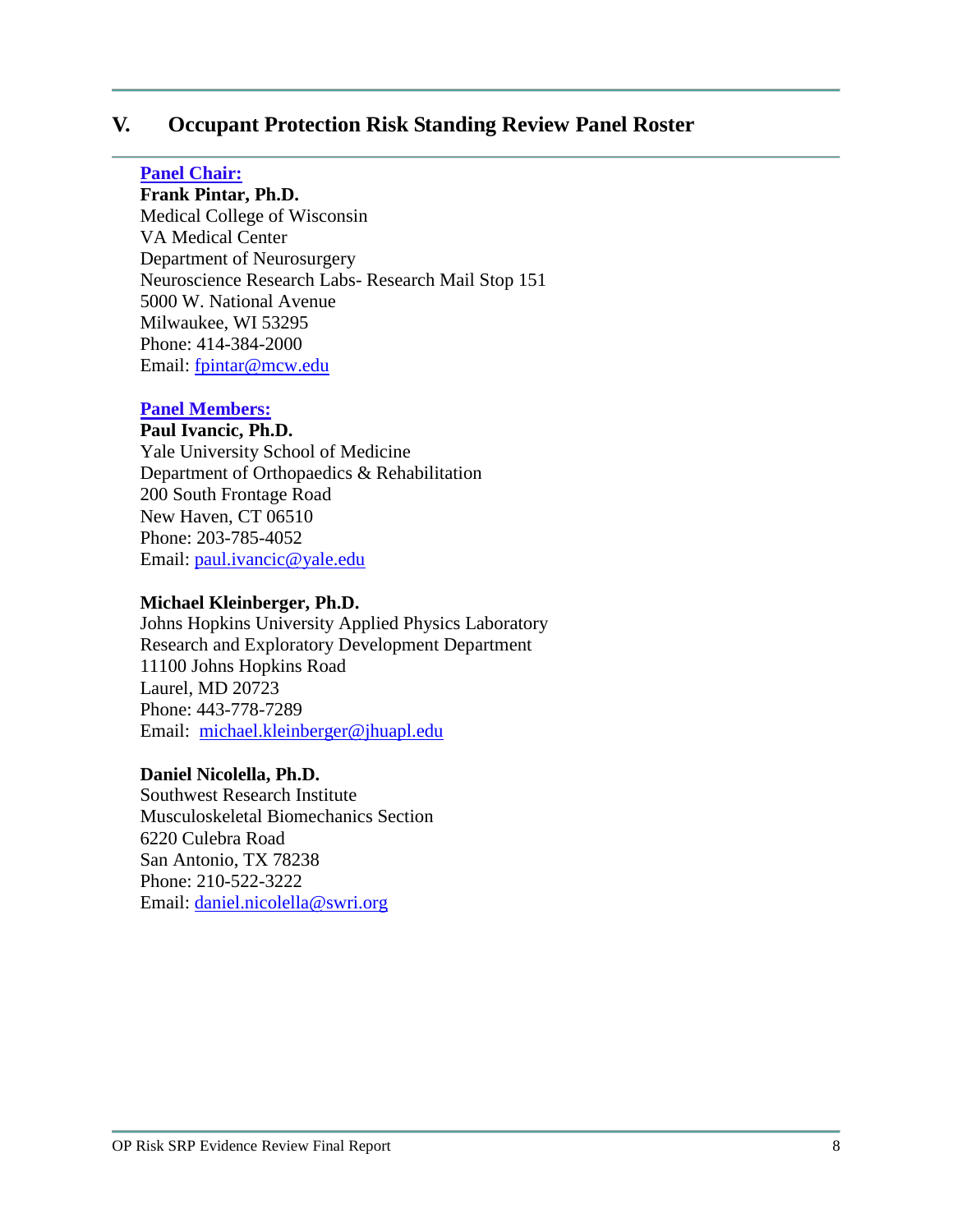# V. Occupant Protection Risk Standing Review Panel Roster

**Panel Chair:**

**Frank Pintar, Ph.D.**
Medical College of Wisconsin
VA Medical Center
Department of Neurosurgery
Neuroscience Research Labs- Research Mail Stop 151
5000 W. National Avenue
Milwaukee, WI 53295
Phone: 414-384-2000
Email: fpintar@mcw.edu

**Panel Members:**

**Paul Ivancic, Ph.D.**
Yale University School of Medicine
Department of Orthopaedics & Rehabilitation
200 South Frontage Road
New Haven, CT 06510
Phone: 203-785-4052
Email: paul.ivancic@yale.edu

**Michael Kleinberger, Ph.D.**
Johns Hopkins University Applied Physics Laboratory
Research and Exploratory Development Department
11100 Johns Hopkins Road
Laurel, MD 20723
Phone: 443-778-7289
Email: michael.kleinberger@jhuapl.edu

**Daniel Nicolella, Ph.D.**
Southwest Research Institute
Musculoskeletal Biomechanics Section
6220 Culebra Road
San Antonio, TX 78238
Phone: 210-522-3222
Email: daniel.nicolella@swri.org